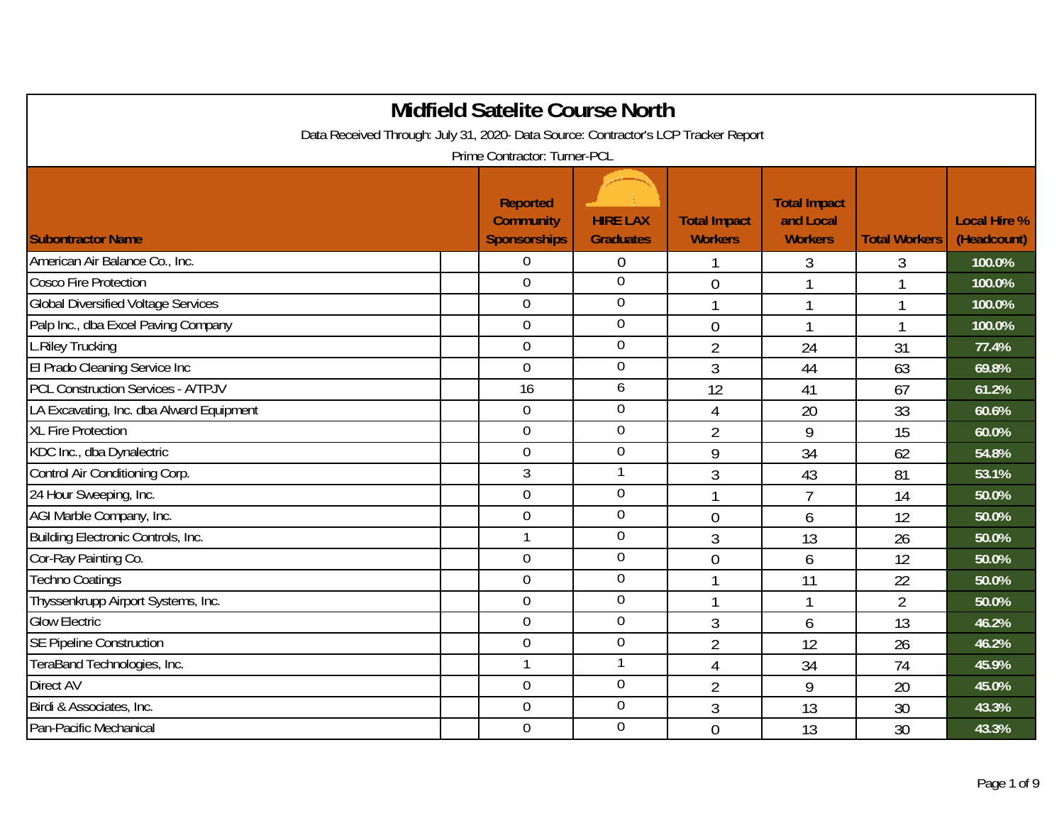# Midfield Satelite Course North

Data Received Through: July 31, 2020- Data Source: Contractor's LCP Tracker Report

Prime Contractor: Turner-PCL

| Subontractor Name | Reported Community Sponsorships | HIRE LAX Graduates | Total Impact Workers | Total Impact and Local Workers | Total Workers | Local Hire % (Headcount) |
|---|---|---|---|---|---|---|
| American Air Balance Co., Inc. | 0 | 0 | 1 | 3 | 3 | 100.0% |
| Cosco Fire Protection | 0 | 0 | 0 | 1 | 1 | 100.0% |
| Global Diversified Voltage Services | 0 | 0 | 1 | 1 | 1 | 100.0% |
| Palp Inc., dba Excel Paving Company | 0 | 0 | 0 | 1 | 1 | 100.0% |
| L.Riley Trucking | 0 | 0 | 2 | 24 | 31 | 77.4% |
| El Prado Cleaning Service Inc | 0 | 0 | 3 | 44 | 63 | 69.8% |
| PCL Construction Services - A/TPJV | 16 | 6 | 12 | 41 | 67 | 61.2% |
| LA Excavating, Inc. dba Alward Equipment | 0 | 0 | 4 | 20 | 33 | 60.6% |
| XL Fire Protection | 0 | 0 | 2 | 9 | 15 | 60.0% |
| KDC Inc., dba Dynalectric | 0 | 0 | 9 | 34 | 62 | 54.8% |
| Control Air Conditioning Corp. | 3 | 1 | 3 | 43 | 81 | 53.1% |
| 24 Hour Sweeping, Inc. | 0 | 0 | 1 | 7 | 14 | 50.0% |
| AGI Marble Company, Inc. | 0 | 0 | 0 | 6 | 12 | 50.0% |
| Building Electronic Controls, Inc. | 1 | 0 | 3 | 13 | 26 | 50.0% |
| Cor-Ray Painting Co. | 0 | 0 | 0 | 6 | 12 | 50.0% |
| Techno Coatings | 0 | 0 | 1 | 11 | 22 | 50.0% |
| Thyssenkrupp Airport Systems, Inc. | 0 | 0 | 1 | 1 | 2 | 50.0% |
| Glow Electric | 0 | 0 | 3 | 6 | 13 | 46.2% |
| SE Pipeline Construction | 0 | 0 | 2 | 12 | 26 | 46.2% |
| TeraBand Technologies, Inc. | 1 | 1 | 4 | 34 | 74 | 45.9% |
| Direct AV | 0 | 0 | 2 | 9 | 20 | 45.0% |
| Birdi & Associates, Inc. | 0 | 0 | 3 | 13 | 30 | 43.3% |
| Pan-Pacific Mechanical | 0 | 0 | 0 | 13 | 30 | 43.3% |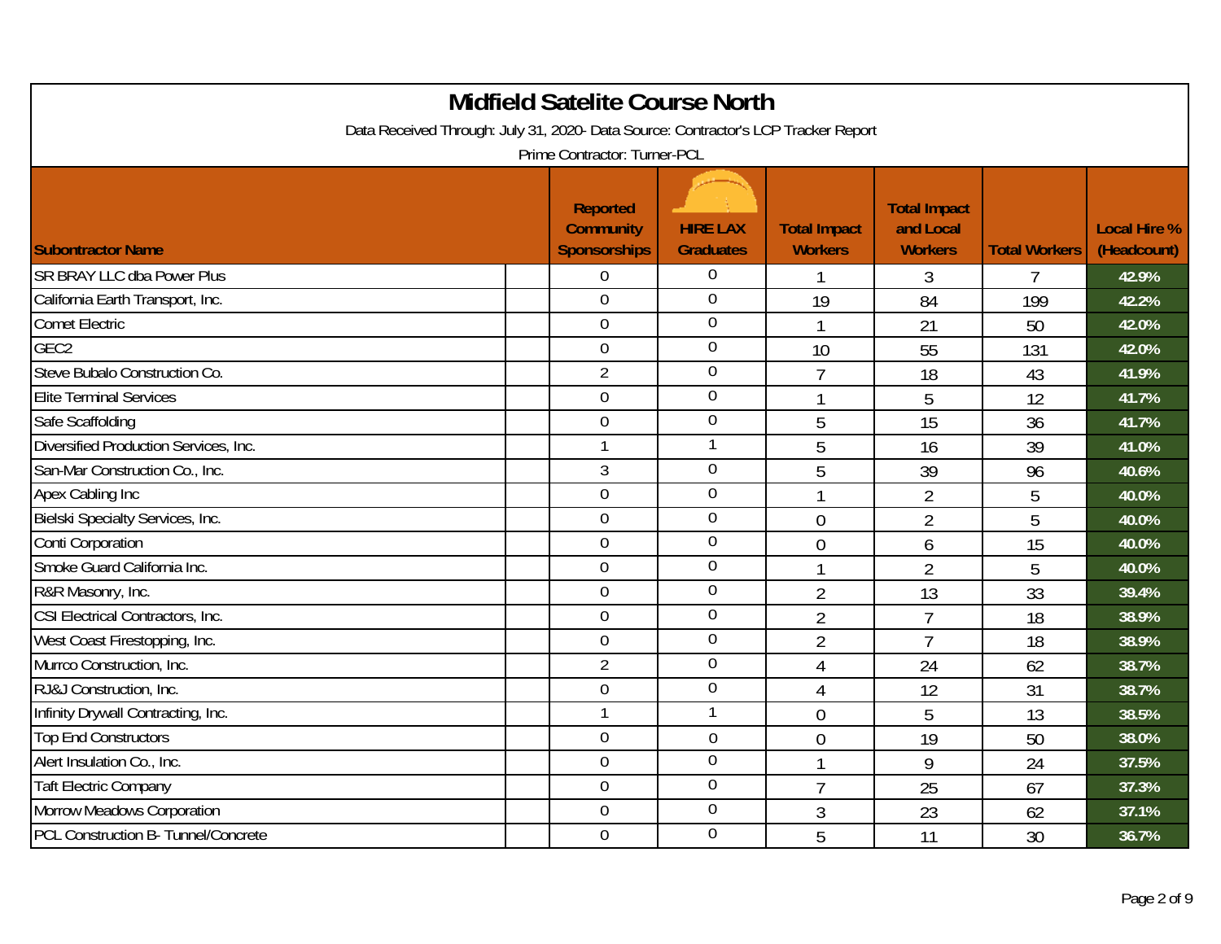# Midfield Satelite Course North

Data Received Through: July 31, 2020- Data Source: Contractor's LCP Tracker Report

Prime Contractor: Turner-PCL

| Subontractor Name | Reported Community Sponsorships | HIRE LAX Graduates | Total Impact Workers | Total Impact and Local Workers | Total Workers | Local Hire % (Headcount) |
|---|---|---|---|---|---|---|
| SR BRAY LLC dba Power Plus | 0 | 0 | 1 | 3 | 7 | 42.9% |
| California Earth Transport, Inc. | 0 | 0 | 19 | 84 | 199 | 42.2% |
| Comet Electric | 0 | 0 | 1 | 21 | 50 | 42.0% |
| GEC2 | 0 | 0 | 10 | 55 | 131 | 42.0% |
| Steve Bubalo Construction Co. | 2 | 0 | 7 | 18 | 43 | 41.9% |
| Elite Terminal Services | 0 | 0 | 1 | 5 | 12 | 41.7% |
| Safe Scaffolding | 0 | 0 | 5 | 15 | 36 | 41.7% |
| Diversified Production Services, Inc. | 1 | 1 | 5 | 16 | 39 | 41.0% |
| San-Mar Construction Co., Inc. | 3 | 0 | 5 | 39 | 96 | 40.6% |
| Apex Cabling Inc | 0 | 0 | 1 | 2 | 5 | 40.0% |
| Bielski Specialty Services, Inc. | 0 | 0 | 0 | 2 | 5 | 40.0% |
| Conti Corporation | 0 | 0 | 0 | 6 | 15 | 40.0% |
| Smoke Guard California Inc. | 0 | 0 | 1 | 2 | 5 | 40.0% |
| R&R Masonry, Inc. | 0 | 0 | 2 | 13 | 33 | 39.4% |
| CSI Electrical Contractors, Inc. | 0 | 0 | 2 | 7 | 18 | 38.9% |
| West Coast Firestopping, Inc. | 0 | 0 | 2 | 7 | 18 | 38.9% |
| Murrco Construction, Inc. | 2 | 0 | 4 | 24 | 62 | 38.7% |
| RJ&J Construction, Inc. | 0 | 0 | 4 | 12 | 31 | 38.7% |
| Infinity Drywall Contracting, Inc. | 1 | 1 | 0 | 5 | 13 | 38.5% |
| Top End Constructors | 0 | 0 | 0 | 19 | 50 | 38.0% |
| Alert Insulation Co., Inc. | 0 | 0 | 1 | 9 | 24 | 37.5% |
| Taft Electric Company | 0 | 0 | 7 | 25 | 67 | 37.3% |
| Morrow Meadows Corporation | 0 | 0 | 3 | 23 | 62 | 37.1% |
| PCL Construction B- Tunnel/Concrete | 0 | 0 | 5 | 11 | 30 | 36.7% |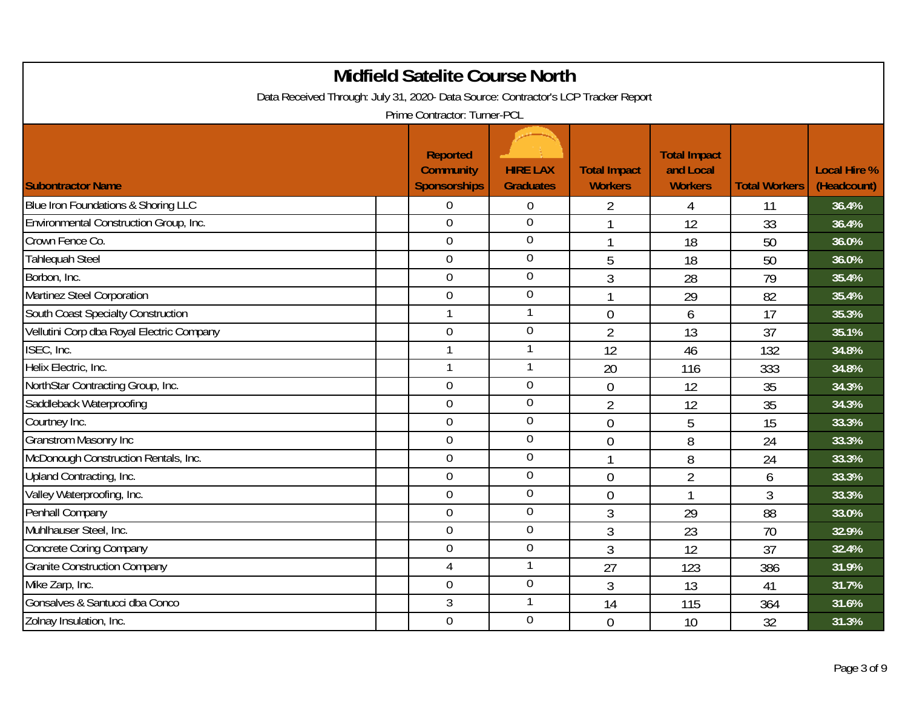# Midfield Satelite Course North

Data Received Through: July 31, 2020- Data Source: Contractor's LCP Tracker Report

Prime Contractor: Turner-PCL

| Subontractor Name | Reported Community Sponsorships | HIRE LAX Graduates | Total Impact Workers | Total Impact and Local Workers | Total Workers | Local Hire % (Headcount) |
|---|---|---|---|---|---|---|
| Blue Iron Foundations & Shoring LLC | 0 | 0 | 2 | 4 | 11 | 36.4% |
| Environmental Construction Group, Inc. | 0 | 0 | 1 | 12 | 33 | 36.4% |
| Crown Fence Co. | 0 | 0 | 1 | 18 | 50 | 36.0% |
| Tahlequah Steel | 0 | 0 | 5 | 18 | 50 | 36.0% |
| Borbon, Inc. | 0 | 0 | 3 | 28 | 79 | 35.4% |
| Martinez Steel Corporation | 0 | 0 | 1 | 29 | 82 | 35.4% |
| South Coast Specialty Construction | 1 | 1 | 0 | 6 | 17 | 35.3% |
| Vellutini Corp dba Royal Electric Company | 0 | 0 | 2 | 13 | 37 | 35.1% |
| ISEC, Inc. | 1 | 1 | 12 | 46 | 132 | 34.8% |
| Helix Electric, Inc. | 1 | 1 | 20 | 116 | 333 | 34.8% |
| NorthStar Contracting Group, Inc. | 0 | 0 | 0 | 12 | 35 | 34.3% |
| Saddleback Waterproofing | 0 | 0 | 2 | 12 | 35 | 34.3% |
| Courtney Inc. | 0 | 0 | 0 | 5 | 15 | 33.3% |
| Granstrom Masonry Inc | 0 | 0 | 0 | 8 | 24 | 33.3% |
| McDonough Construction Rentals, Inc. | 0 | 0 | 1 | 8 | 24 | 33.3% |
| Upland Contracting, Inc. | 0 | 0 | 0 | 2 | 6 | 33.3% |
| Valley Waterproofing, Inc. | 0 | 0 | 0 | 1 | 3 | 33.3% |
| Penhall Company | 0 | 0 | 3 | 29 | 88 | 33.0% |
| Muhlhauser Steel, Inc. | 0 | 0 | 3 | 23 | 70 | 32.9% |
| Concrete Coring Company | 0 | 0 | 3 | 12 | 37 | 32.4% |
| Granite Construction Company | 4 | 1 | 27 | 123 | 386 | 31.9% |
| Mike Zarp, Inc. | 0 | 0 | 3 | 13 | 41 | 31.7% |
| Gonsalves & Santucci dba Conco | 3 | 1 | 14 | 115 | 364 | 31.6% |
| Zolnay Insulation, Inc. | 0 | 0 | 0 | 10 | 32 | 31.3% |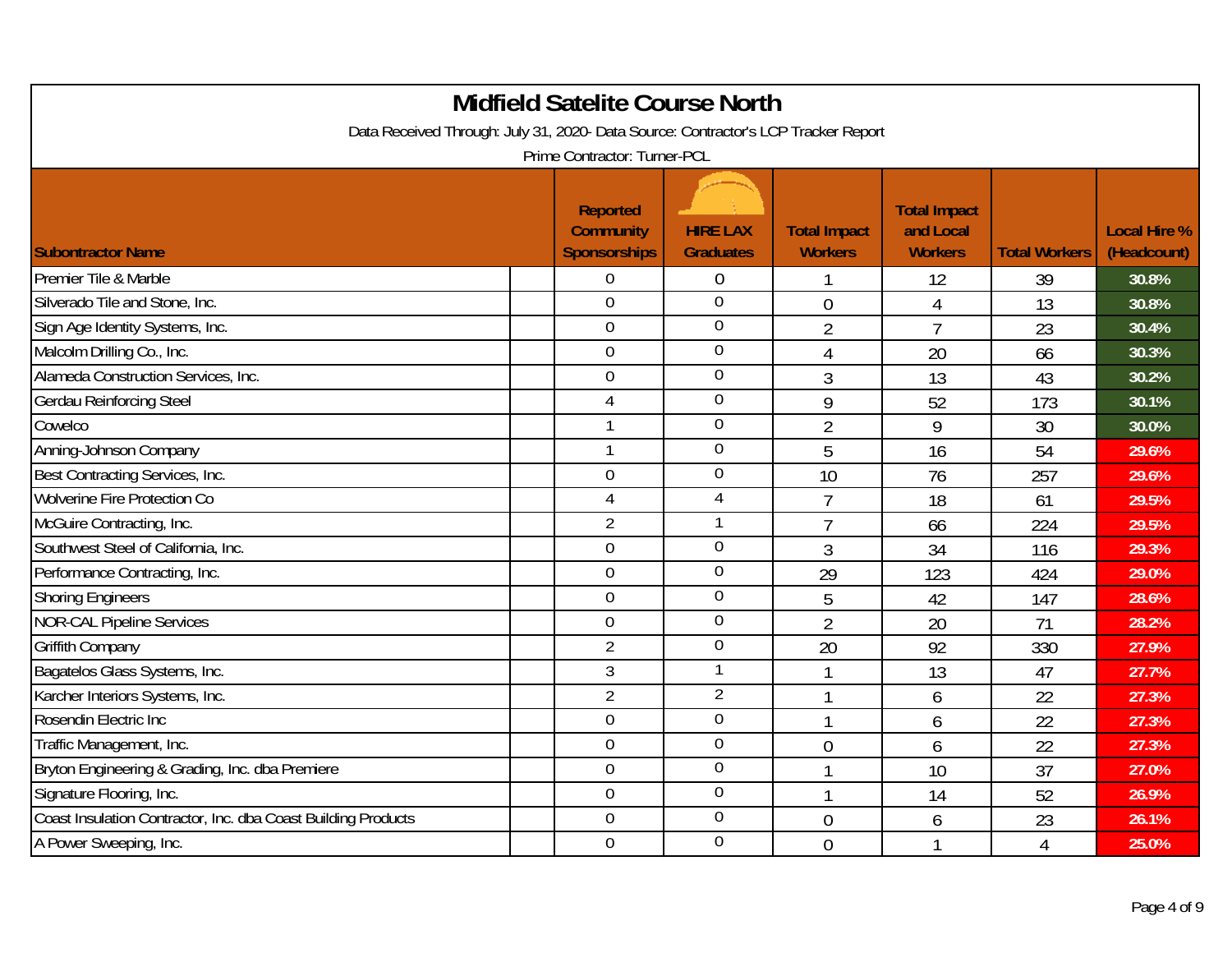# Midfield Satelite Course North

Data Received Through: July 31, 2020- Data Source: Contractor's LCP Tracker Report

Prime Contractor: Turner-PCL

| Subontractor Name | Reported Community Sponsorships | HIRE LAX Graduates | Total Impact Workers | Total Impact and Local Workers | Total Workers | Local Hire % (Headcount) |
|---|---|---|---|---|---|---|
| Premier Tile & Marble | 0 | 0 | 1 | 12 | 39 | 30.8% |
| Silverado Tile and Stone, Inc. | 0 | 0 | 0 | 4 | 13 | 30.8% |
| Sign Age Identity Systems, Inc. | 0 | 0 | 2 | 7 | 23 | 30.4% |
| Malcolm Drilling Co., Inc. | 0 | 0 | 4 | 20 | 66 | 30.3% |
| Alameda Construction Services, Inc. | 0 | 0 | 3 | 13 | 43 | 30.2% |
| Gerdau Reinforcing Steel | 4 | 0 | 9 | 52 | 173 | 30.1% |
| Cowelco | 1 | 0 | 2 | 9 | 30 | 30.0% |
| Anning-Johnson Company | 1 | 0 | 5 | 16 | 54 | 29.6% |
| Best Contracting Services, Inc. | 0 | 0 | 10 | 76 | 257 | 29.6% |
| Wolverine Fire Protection Co | 4 | 4 | 7 | 18 | 61 | 29.5% |
| McGuire Contracting, Inc. | 2 | 1 | 7 | 66 | 224 | 29.5% |
| Southwest Steel of California, Inc. | 0 | 0 | 3 | 34 | 116 | 29.3% |
| Performance Contracting, Inc. | 0 | 0 | 29 | 123 | 424 | 29.0% |
| Shoring Engineers | 0 | 0 | 5 | 42 | 147 | 28.6% |
| NOR-CAL Pipeline Services | 0 | 0 | 2 | 20 | 71 | 28.2% |
| Griffith Company | 2 | 0 | 20 | 92 | 330 | 27.9% |
| Bagatelos Glass Systems, Inc. | 3 | 1 | 1 | 13 | 47 | 27.7% |
| Karcher Interiors Systems, Inc. | 2 | 2 | 1 | 6 | 22 | 27.3% |
| Rosendin Electric Inc | 0 | 0 | 1 | 6 | 22 | 27.3% |
| Traffic Management, Inc. | 0 | 0 | 0 | 6 | 22 | 27.3% |
| Bryton Engineering & Grading, Inc. dba Premiere | 0 | 0 | 1 | 10 | 37 | 27.0% |
| Signature Flooring, Inc. | 0 | 0 | 1 | 14 | 52 | 26.9% |
| Coast Insulation Contractor, Inc. dba Coast Building Products | 0 | 0 | 0 | 6 | 23 | 26.1% |
| A Power Sweeping, Inc. | 0 | 0 | 0 | 1 | 4 | 25.0% |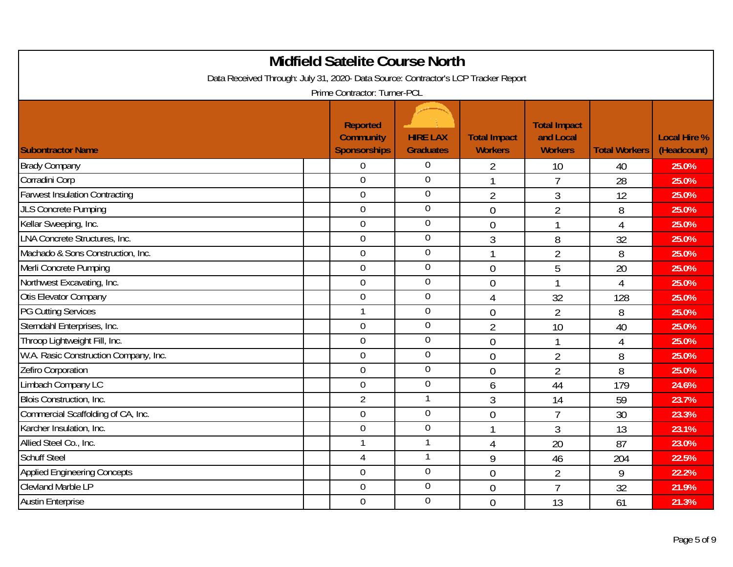# Midfield Satelite Course North

Data Received Through: July 31, 2020- Data Source: Contractor's LCP Tracker Report

Prime Contractor: Turner-PCL

| Subontractor Name | Reported Community Sponsorships | HIRE LAX Graduates | Total Impact Workers | Total Impact and Local Workers | Total Workers | Local Hire % (Headcount) |
|---|---|---|---|---|---|---|
| Brady Company | 0 | 0 | 2 | 10 | 40 | 25.0% |
| Corradini Corp | 0 | 0 | 1 | 7 | 28 | 25.0% |
| Farwest Insulation Contracting | 0 | 0 | 2 | 3 | 12 | 25.0% |
| JLS Concrete Pumping | 0 | 0 | 0 | 2 | 8 | 25.0% |
| Kellar Sweeping, Inc. | 0 | 0 | 0 | 1 | 4 | 25.0% |
| LNA Concrete Structures, Inc. | 0 | 0 | 3 | 8 | 32 | 25.0% |
| Machado & Sons Construction, Inc. | 0 | 0 | 1 | 2 | 8 | 25.0% |
| Merli Concrete Pumping | 0 | 0 | 0 | 5 | 20 | 25.0% |
| Northwest Excavating, Inc. | 0 | 0 | 0 | 1 | 4 | 25.0% |
| Otis Elevator Company | 0 | 0 | 4 | 32 | 128 | 25.0% |
| PG Cutting Services | 1 | 0 | 0 | 2 | 8 | 25.0% |
| Sterndahl Enterprises, Inc. | 0 | 0 | 2 | 10 | 40 | 25.0% |
| Throop Lightweight Fill, Inc. | 0 | 0 | 0 | 1 | 4 | 25.0% |
| W.A. Rasic Construction Company, Inc. | 0 | 0 | 0 | 2 | 8 | 25.0% |
| Zefiro Corporation | 0 | 0 | 0 | 2 | 8 | 25.0% |
| Limbach Company LC | 0 | 0 | 6 | 44 | 179 | 24.6% |
| Blois Construction, Inc. | 2 | 1 | 3 | 14 | 59 | 23.7% |
| Commercial Scaffolding of CA, Inc. | 0 | 0 | 0 | 7 | 30 | 23.3% |
| Karcher Insulation, Inc. | 0 | 0 | 1 | 3 | 13 | 23.1% |
| Allied Steel Co., Inc. | 1 | 1 | 4 | 20 | 87 | 23.0% |
| Schuff Steel | 4 | 1 | 9 | 46 | 204 | 22.5% |
| Applied Engineering Concepts | 0 | 0 | 0 | 2 | 9 | 22.2% |
| Clevland Marble LP | 0 | 0 | 0 | 7 | 32 | 21.9% |
| Austin Enterprise | 0 | 0 | 0 | 13 | 61 | 21.3% |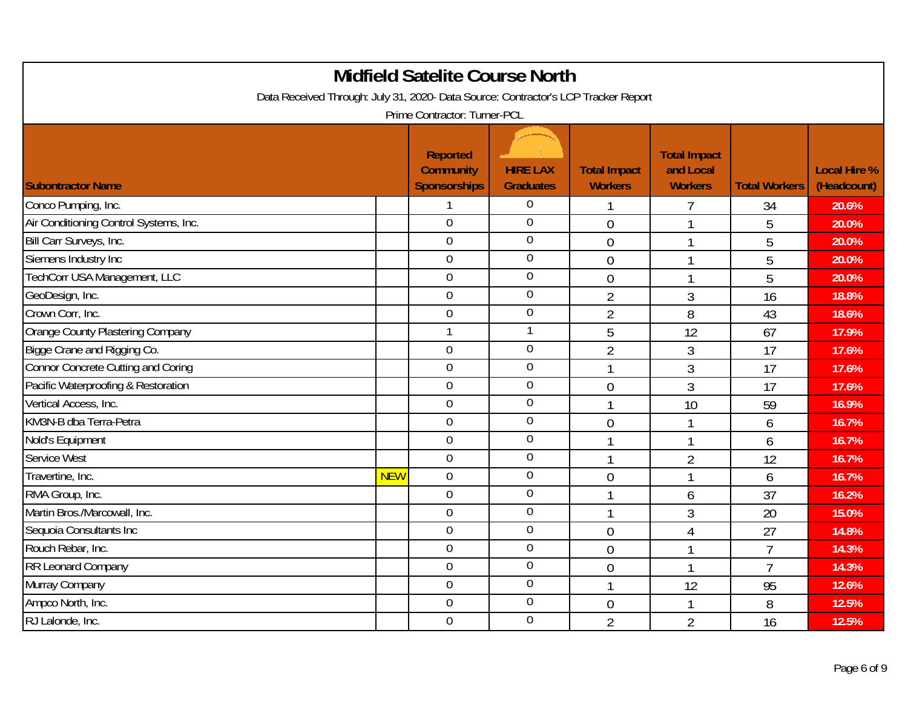# Midfield Satelite Course North

Data Received Through: July 31, 2020- Data Source: Contractor's LCP Tracker Report

Prime Contractor: Turner-PCL

| Subontractor Name | | Reported Community Sponsorships | HIRE LAX Graduates | Total Impact Workers | Total Impact and Local Workers | Total Workers | Local Hire % (Headcount) |
|---|---|---|---|---|---|---|---|
| Conco Pumping, Inc. | | 1 | 0 | 1 | 7 | 34 | 20.6% |
| Air Conditioning Control Systems, Inc. | | 0 | 0 | 0 | 1 | 5 | 20.0% |
| Bill Carr Surveys, Inc. | | 0 | 0 | 0 | 1 | 5 | 20.0% |
| Siemens Industry Inc | | 0 | 0 | 0 | 1 | 5 | 20.0% |
| TechCorr USA Management, LLC | | 0 | 0 | 0 | 1 | 5 | 20.0% |
| GeoDesign, Inc. | | 0 | 0 | 2 | 3 | 16 | 18.8% |
| Crown Corr, Inc. | | 0 | 0 | 2 | 8 | 43 | 18.6% |
| Orange County Plastering Company | | 1 | 1 | 5 | 12 | 67 | 17.9% |
| Bigge Crane and Rigging Co. | | 0 | 0 | 2 | 3 | 17 | 17.6% |
| Connor Concrete Cutting and Coring | | 0 | 0 | 1 | 3 | 17 | 17.6% |
| Pacific Waterproofing & Restoration | | 0 | 0 | 0 | 3 | 17 | 17.6% |
| Vertical Access, Inc. | | 0 | 0 | 1 | 10 | 59 | 16.9% |
| KM3N-B dba Terra-Petra | | 0 | 0 | 0 | 1 | 6 | 16.7% |
| Nold's Equipment | | 0 | 0 | 1 | 1 | 6 | 16.7% |
| Service West | | 0 | 0 | 1 | 2 | 12 | 16.7% |
| Travertine, Inc. | NEW | 0 | 0 | 0 | 1 | 6 | 16.7% |
| RMA Group, Inc. | | 0 | 0 | 1 | 6 | 37 | 16.2% |
| Martin Bros./Marcowall, Inc. | | 0 | 0 | 1 | 3 | 20 | 15.0% |
| Sequoia Consultants Inc | | 0 | 0 | 0 | 4 | 27 | 14.8% |
| Rouch Rebar, Inc. | | 0 | 0 | 0 | 1 | 7 | 14.3% |
| RR Leonard Company | | 0 | 0 | 0 | 1 | 7 | 14.3% |
| Murray Company | | 0 | 0 | 1 | 12 | 95 | 12.6% |
| Ampco North, Inc. | | 0 | 0 | 0 | 1 | 8 | 12.5% |
| RJ Lalonde, Inc. | | 0 | 0 | 2 | 2 | 16 | 12.5% |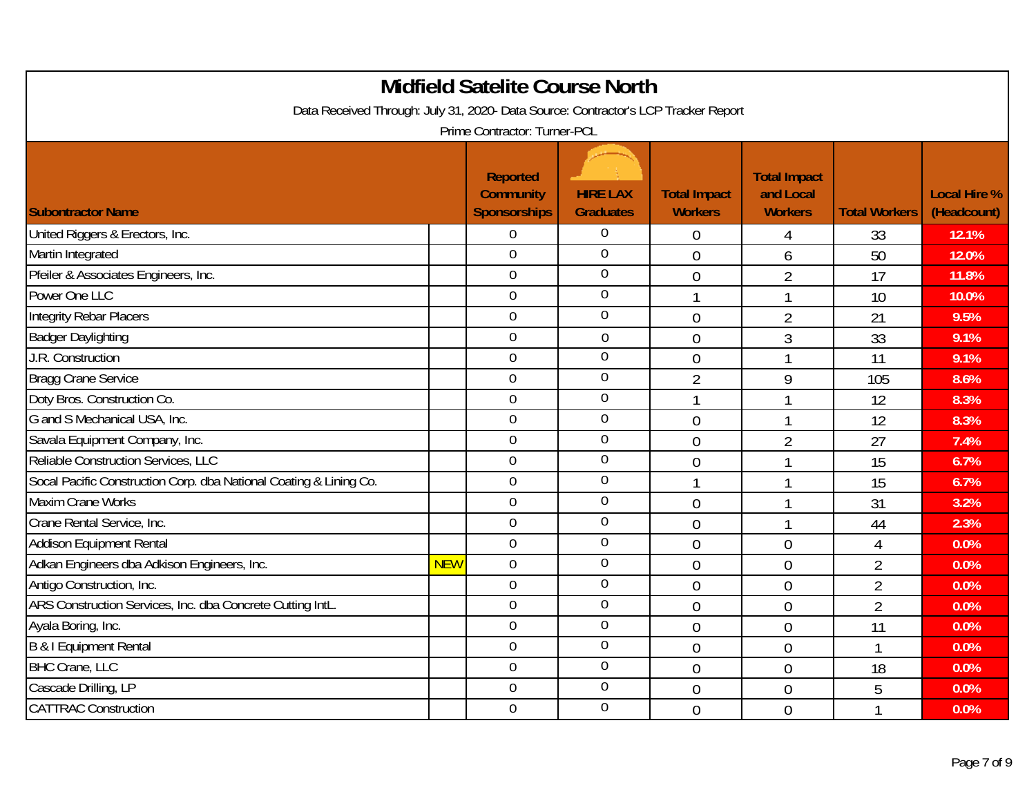# Midfield Satelite Course North

Data Received Through: July 31, 2020- Data Source: Contractor's LCP Tracker Report

Prime Contractor: Turner-PCL

| Subontractor Name | | Reported Community Sponsorships | HIRE LAX Graduates | Total Impact Workers | Total Impact and Local Workers | Total Workers | Local Hire % (Headcount) |
|---|---|---|---|---|---|---|---|
| United Riggers & Erectors, Inc. | | 0 | 0 | 0 | 4 | 33 | 12.1% |
| Martin Integrated | | 0 | 0 | 0 | 6 | 50 | 12.0% |
| Pfeiler & Associates Engineers, Inc. | | 0 | 0 | 0 | 2 | 17 | 11.8% |
| Power One LLC | | 0 | 0 | 1 | 1 | 10 | 10.0% |
| Integrity Rebar Placers | | 0 | 0 | 0 | 2 | 21 | 9.5% |
| Badger Daylighting | | 0 | 0 | 0 | 3 | 33 | 9.1% |
| J.R. Construction | | 0 | 0 | 0 | 1 | 11 | 9.1% |
| Bragg Crane Service | | 0 | 0 | 2 | 9 | 105 | 8.6% |
| Doty Bros. Construction Co. | | 0 | 0 | 1 | 1 | 12 | 8.3% |
| G and S Mechanical USA, Inc. | | 0 | 0 | 0 | 1 | 12 | 8.3% |
| Savala Equipment Company, Inc. | | 0 | 0 | 0 | 2 | 27 | 7.4% |
| Reliable Construction Services, LLC | | 0 | 0 | 0 | 1 | 15 | 6.7% |
| Socal Pacific Construction Corp. dba National Coating & Lining Co. | | 0 | 0 | 1 | 1 | 15 | 6.7% |
| Maxim Crane Works | | 0 | 0 | 0 | 1 | 31 | 3.2% |
| Crane Rental Service, Inc. | | 0 | 0 | 0 | 1 | 44 | 2.3% |
| Addison Equipment Rental | | 0 | 0 | 0 | 0 | 4 | 0.0% |
| Adkan Engineers dba Adkison Engineers, Inc. | NEW | 0 | 0 | 0 | 0 | 2 | 0.0% |
| Antigo Construction, Inc. | | 0 | 0 | 0 | 0 | 2 | 0.0% |
| ARS Construction Services, Inc. dba Concrete Cutting IntL. | | 0 | 0 | 0 | 0 | 2 | 0.0% |
| Ayala Boring, Inc. | | 0 | 0 | 0 | 0 | 11 | 0.0% |
| B & I Equipment Rental | | 0 | 0 | 0 | 0 | 1 | 0.0% |
| BHC Crane, LLC | | 0 | 0 | 0 | 0 | 18 | 0.0% |
| Cascade Drilling, LP | | 0 | 0 | 0 | 0 | 5 | 0.0% |
| CATTRAC Construction | | 0 | 0 | 0 | 0 | 1 | 0.0% |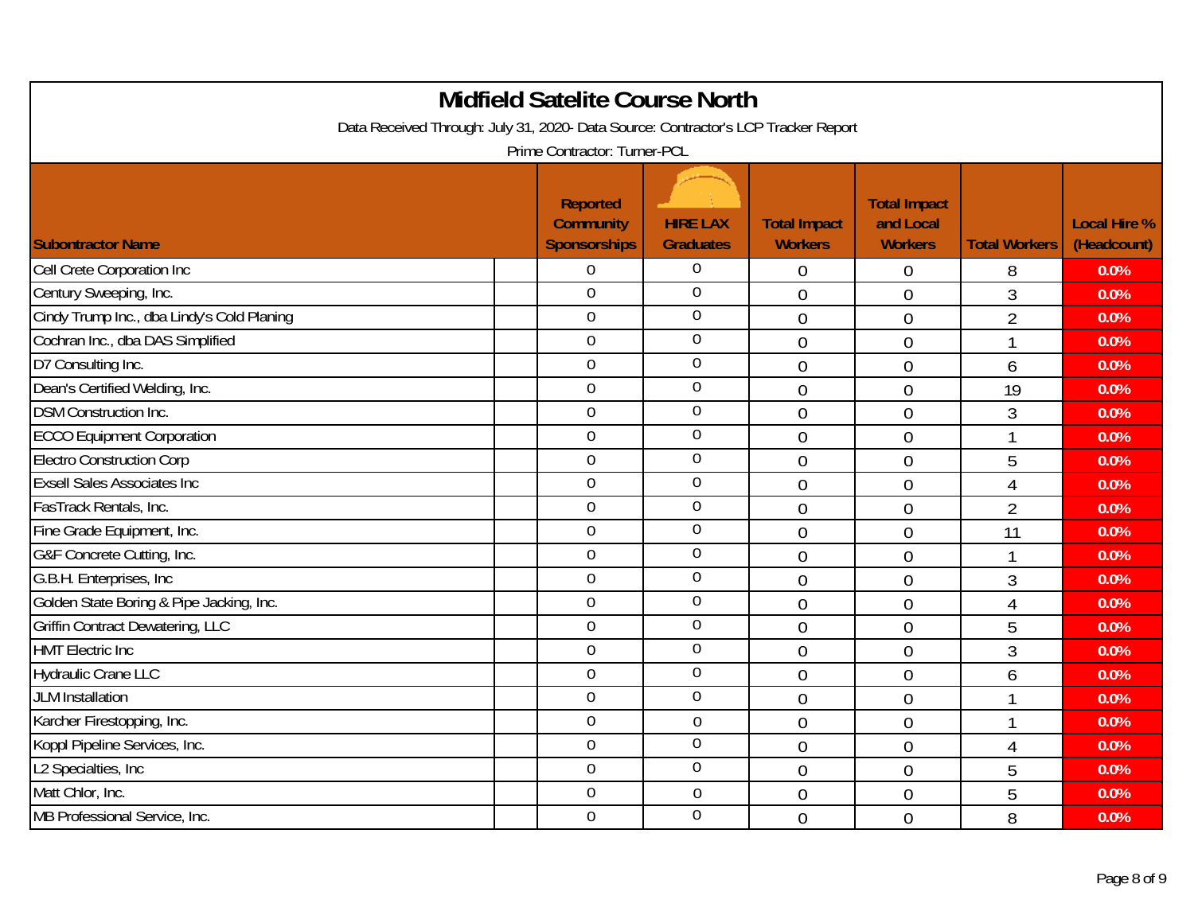# Midfield Satelite Course North

Data Received Through: July 31, 2020- Data Source: Contractor's LCP Tracker Report

Prime Contractor: Turner-PCL

| Subontractor Name | Reported Community Sponsorships | HIRE LAX Graduates | Total Impact Workers | Total Impact and Local Workers | Total Workers | Local Hire % (Headcount) |
|---|---|---|---|---|---|---|
| Cell Crete Corporation Inc | 0 | 0 | 0 | 0 | 8 | 0.0% |
| Century Sweeping, Inc. | 0 | 0 | 0 | 0 | 3 | 0.0% |
| Cindy Trump Inc., dba Lindy's Cold Planing | 0 | 0 | 0 | 0 | 2 | 0.0% |
| Cochran Inc., dba DAS Simplified | 0 | 0 | 0 | 0 | 1 | 0.0% |
| D7 Consulting Inc. | 0 | 0 | 0 | 0 | 6 | 0.0% |
| Dean's Certified Welding, Inc. | 0 | 0 | 0 | 0 | 19 | 0.0% |
| DSM Construction Inc. | 0 | 0 | 0 | 0 | 3 | 0.0% |
| ECCO Equipment Corporation | 0 | 0 | 0 | 0 | 1 | 0.0% |
| Electro Construction Corp | 0 | 0 | 0 | 0 | 5 | 0.0% |
| Exsell Sales Associates Inc | 0 | 0 | 0 | 0 | 4 | 0.0% |
| FasTrack Rentals, Inc. | 0 | 0 | 0 | 0 | 2 | 0.0% |
| Fine Grade Equipment, Inc. | 0 | 0 | 0 | 0 | 11 | 0.0% |
| G&F Concrete Cutting, Inc. | 0 | 0 | 0 | 0 | 1 | 0.0% |
| G.B.H. Enterprises, Inc | 0 | 0 | 0 | 0 | 3 | 0.0% |
| Golden State Boring & Pipe Jacking, Inc. | 0 | 0 | 0 | 0 | 4 | 0.0% |
| Griffin Contract Dewatering, LLC | 0 | 0 | 0 | 0 | 5 | 0.0% |
| HMT Electric Inc | 0 | 0 | 0 | 0 | 3 | 0.0% |
| Hydraulic Crane LLC | 0 | 0 | 0 | 0 | 6 | 0.0% |
| JLM Installation | 0 | 0 | 0 | 0 | 1 | 0.0% |
| Karcher Firestopping, Inc. | 0 | 0 | 0 | 0 | 1 | 0.0% |
| Koppl Pipeline Services, Inc. | 0 | 0 | 0 | 0 | 4 | 0.0% |
| L2 Specialties, Inc | 0 | 0 | 0 | 0 | 5 | 0.0% |
| Matt Chlor, Inc. | 0 | 0 | 0 | 0 | 5 | 0.0% |
| MB Professional Service, Inc. | 0 | 0 | 0 | 0 | 8 | 0.0% |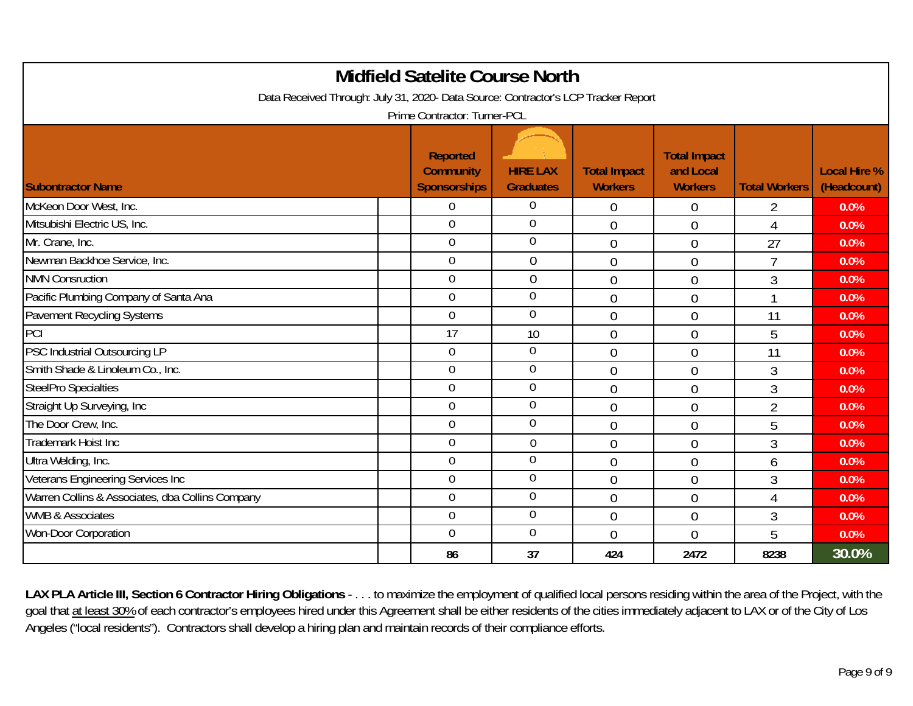# Midfield Satelite Course North

Data Received Through: July 31, 2020- Data Source: Contractor's LCP Tracker Report

Prime Contractor: Turner-PCL

| Subontractor Name | Reported Community Sponsorships | HIRE LAX Graduates | Total Impact Workers | Total Impact and Local Workers | Total Workers | Local Hire % (Headcount) |
|---|---|---|---|---|---|---|
| McKeon Door West, Inc. | 0 | 0 | 0 | 0 | 2 | 0.0% |
| Mitsubishi Electric US, Inc. | 0 | 0 | 0 | 0 | 4 | 0.0% |
| Mr. Crane, Inc. | 0 | 0 | 0 | 0 | 27 | 0.0% |
| Newman Backhoe Service, Inc. | 0 | 0 | 0 | 0 | 7 | 0.0% |
| NMN Consruction | 0 | 0 | 0 | 0 | 3 | 0.0% |
| Pacific Plumbing Company of Santa Ana | 0 | 0 | 0 | 0 | 1 | 0.0% |
| Pavement Recycling Systems | 0 | 0 | 0 | 0 | 11 | 0.0% |
| PCI | 17 | 10 | 0 | 0 | 5 | 0.0% |
| PSC Industrial Outsourcing LP | 0 | 0 | 0 | 0 | 11 | 0.0% |
| Smith Shade & Linoleum Co., Inc. | 0 | 0 | 0 | 0 | 3 | 0.0% |
| SteelPro Specialties | 0 | 0 | 0 | 0 | 3 | 0.0% |
| Straight Up Surveying, Inc | 0 | 0 | 0 | 0 | 2 | 0.0% |
| The Door Crew, Inc. | 0 | 0 | 0 | 0 | 5 | 0.0% |
| Trademark Hoist Inc | 0 | 0 | 0 | 0 | 3 | 0.0% |
| Ultra Welding, Inc. | 0 | 0 | 0 | 0 | 6 | 0.0% |
| Veterans Engineering Services Inc | 0 | 0 | 0 | 0 | 3 | 0.0% |
| Warren Collins & Associates, dba Collins Company | 0 | 0 | 0 | 0 | 4 | 0.0% |
| WMB & Associates | 0 | 0 | 0 | 0 | 3 | 0.0% |
| Won-Door Corporation | 0 | 0 | 0 | 0 | 5 | 0.0% |
| | **86** | **37** | **424** | **2472** | **8238** | **30.0%** |

**LAX PLA Article III, Section 6 Contractor Hiring Obligations** - . . . to maximize the employment of qualified local persons residing within the area of the Project, with the goal that at least 30% of each contractor's employees hired under this Agreement shall be either residents of the cities immediately adjacent to LAX or of the City of Los Angeles ("local residents"). Contractors shall develop a hiring plan and maintain records of their compliance efforts.